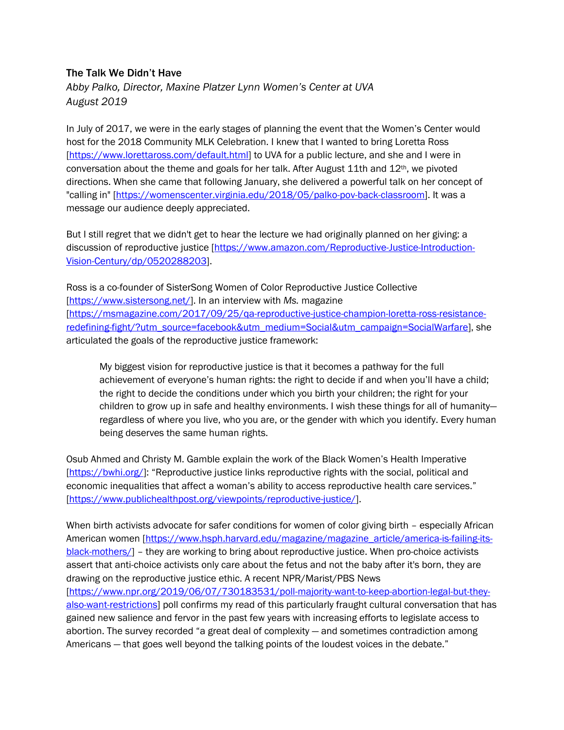**The Talk We Didn't Have**

*Abby Palko, Director, Maxine Platzer Lynn Women's Center at UVA*

*August 2019*

In July of 2017, we were in the early stages of planning the event that the Women's Center would host for the 2018 Community MLK Celebration. I knew that I wanted to bring Loretta Ross [https://www.lorettaross.com/default.html] to UVA for a public lecture, and she and I were in conversation about the theme and goals for her talk. After August 11th and 12th, we pivoted directions. When she came that following January, she delivered a powerful talk on her concept of "calling in" [https://womenscenter.virginia.edu/2018/05/palko-pov-back-classroom]. It was a message our audience deeply appreciated.

But I still regret that we didn't get to hear the lecture we had originally planned on her giving: a discussion of reproductive justice [https://www.amazon.com/Reproductive-Justice-Introduction-Vision-Century/dp/0520288203].

Ross is a co-founder of SisterSong Women of Color Reproductive Justice Collective [https://www.sistersong.net/]. In an interview with *Ms.* magazine [https://msmagazine.com/2017/09/25/qa-reproductive-justice-champion-loretta-ross-resistance-redefining-fight/?utm_source=facebook&utm_medium=Social&utm_campaign=SocialWarfare], she articulated the goals of the reproductive justice framework:

> My biggest vision for reproductive justice is that it becomes a pathway for the full achievement of everyone's human rights: the right to decide if and when you'll have a child; the right to decide the conditions under which you birth your children; the right for your children to grow up in safe and healthy environments. I wish these things for all of humanity—regardless of where you live, who you are, or the gender with which you identify. Every human being deserves the same human rights.

Osub Ahmed and Christy M. Gamble explain the work of the Black Women's Health Imperative [https://bwhi.org/]: "Reproductive justice links reproductive rights with the social, political and economic inequalities that affect a woman's ability to access reproductive health care services." [https://www.publichealthpost.org/viewpoints/reproductive-justice/].

When birth activists advocate for safer conditions for women of color giving birth – especially African American women [https://www.hsph.harvard.edu/magazine/magazine_article/america-is-failing-its-black-mothers/] – they are working to bring about reproductive justice. When pro-choice activists assert that anti-choice activists only care about the fetus and not the baby after it's born, they are drawing on the reproductive justice ethic. A recent NPR/Marist/PBS News [https://www.npr.org/2019/06/07/730183531/poll-majority-want-to-keep-abortion-legal-but-they-also-want-restrictions] poll confirms my read of this particularly fraught cultural conversation that has gained new salience and fervor in the past few years with increasing efforts to legislate access to abortion. The survey recorded "a great deal of complexity — and sometimes contradiction among Americans — that goes well beyond the talking points of the loudest voices in the debate."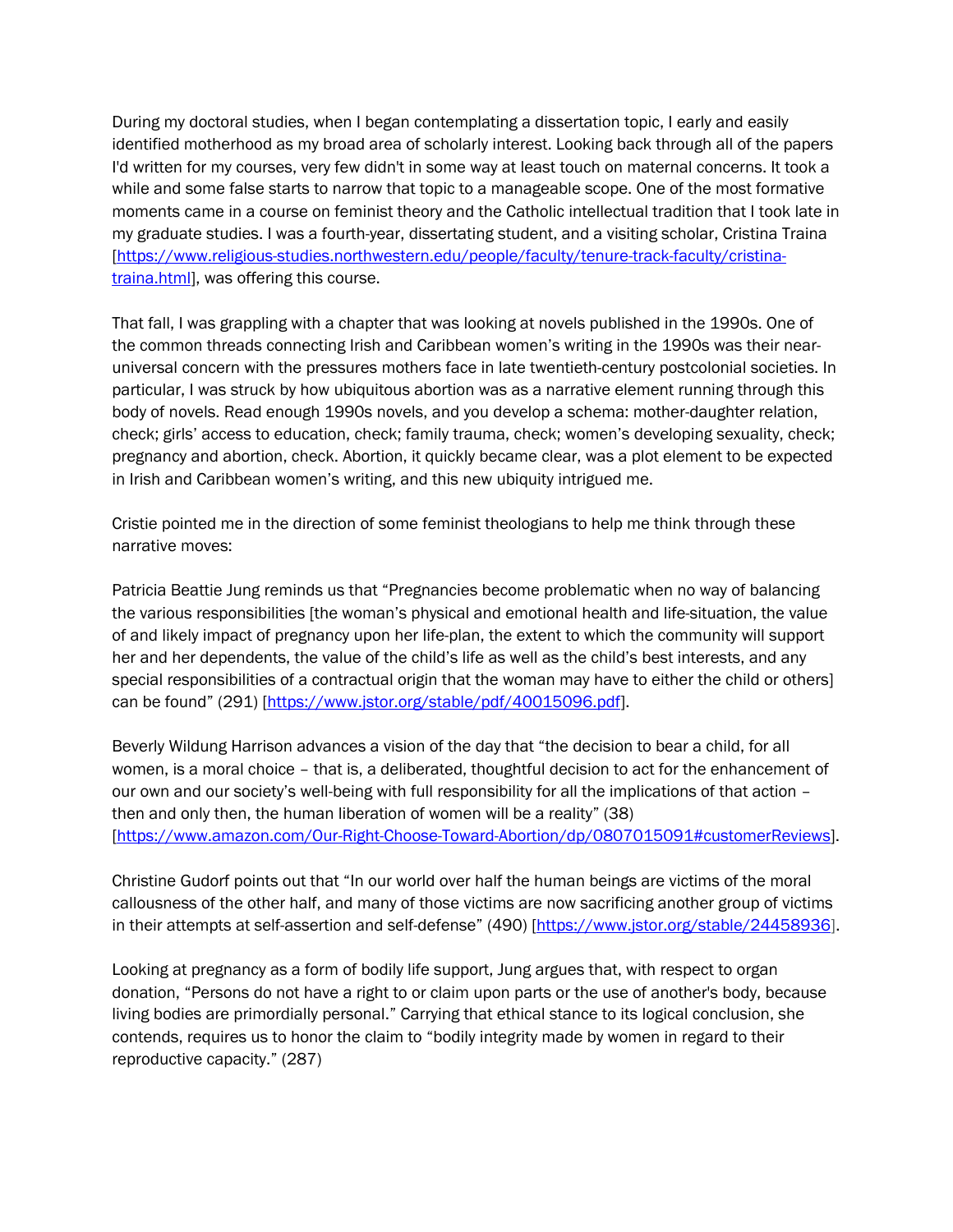During my doctoral studies, when I began contemplating a dissertation topic, I early and easily identified motherhood as my broad area of scholarly interest. Looking back through all of the papers I'd written for my courses, very few didn't in some way at least touch on maternal concerns. It took a while and some false starts to narrow that topic to a manageable scope. One of the most formative moments came in a course on feminist theory and the Catholic intellectual tradition that I took late in my graduate studies. I was a fourth-year, dissertating student, and a visiting scholar, Cristina Traina [https://www.religious-studies.northwestern.edu/people/faculty/tenure-track-faculty/cristina-traina.html], was offering this course.

That fall, I was grappling with a chapter that was looking at novels published in the 1990s. One of the common threads connecting Irish and Caribbean women's writing in the 1990s was their near-universal concern with the pressures mothers face in late twentieth-century postcolonial societies. In particular, I was struck by how ubiquitous abortion was as a narrative element running through this body of novels. Read enough 1990s novels, and you develop a schema: mother-daughter relation, check; girls' access to education, check; family trauma, check; women's developing sexuality, check; pregnancy and abortion, check. Abortion, it quickly became clear, was a plot element to be expected in Irish and Caribbean women's writing, and this new ubiquity intrigued me.

Cristie pointed me in the direction of some feminist theologians to help me think through these narrative moves:

Patricia Beattie Jung reminds us that "Pregnancies become problematic when no way of balancing the various responsibilities [the woman's physical and emotional health and life-situation, the value of and likely impact of pregnancy upon her life-plan, the extent to which the community will support her and her dependents, the value of the child's life as well as the child's best interests, and any special responsibilities of a contractual origin that the woman may have to either the child or others] can be found" (291) [https://www.jstor.org/stable/pdf/40015096.pdf].

Beverly Wildung Harrison advances a vision of the day that "the decision to bear a child, for all women, is a moral choice – that is, a deliberated, thoughtful decision to act for the enhancement of our own and our society's well-being with full responsibility for all the implications of that action – then and only then, the human liberation of women will be a reality" (38) [https://www.amazon.com/Our-Right-Choose-Toward-Abortion/dp/0807015091#customerReviews].

Christine Gudorf points out that "In our world over half the human beings are victims of the moral callousness of the other half, and many of those victims are now sacrificing another group of victims in their attempts at self-assertion and self-defense" (490) [https://www.jstor.org/stable/24458936].

Looking at pregnancy as a form of bodily life support, Jung argues that, with respect to organ donation, "Persons do not have a right to or claim upon parts or the use of another's body, because living bodies are primordially personal." Carrying that ethical stance to its logical conclusion, she contends, requires us to honor the claim to "bodily integrity made by women in regard to their reproductive capacity." (287)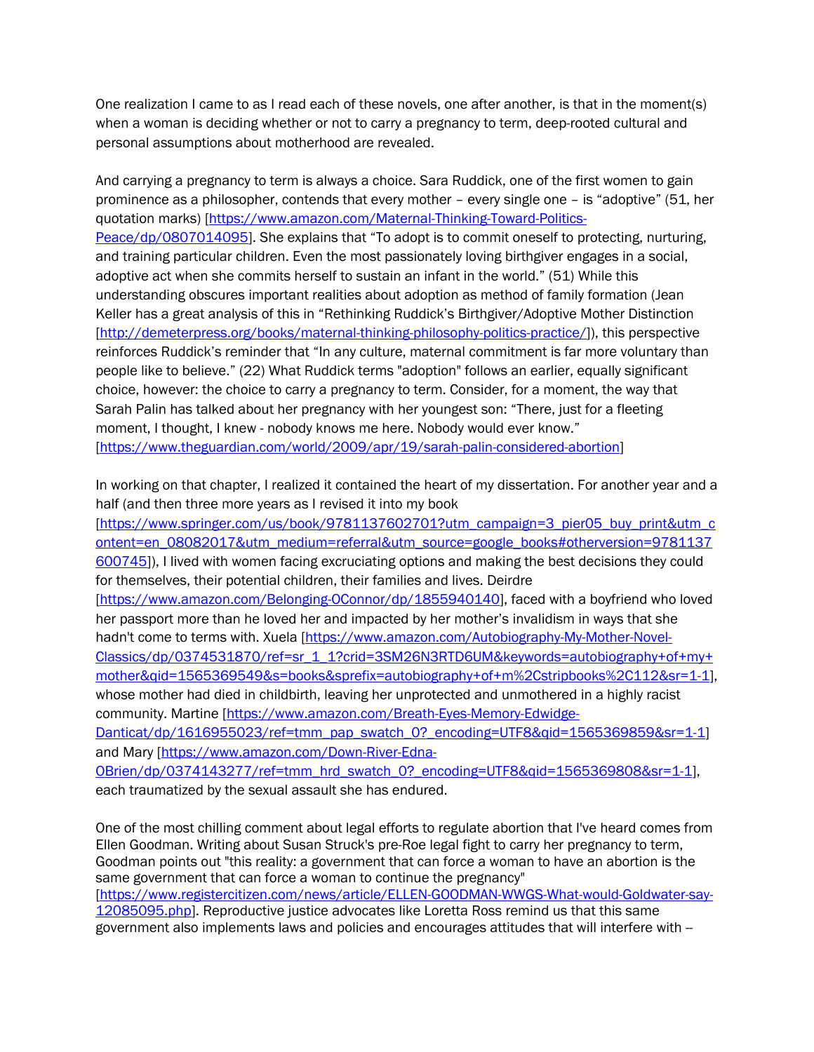One realization I came to as I read each of these novels, one after another, is that in the moment(s) when a woman is deciding whether or not to carry a pregnancy to term, deep-rooted cultural and personal assumptions about motherhood are revealed.

And carrying a pregnancy to term is always a choice. Sara Ruddick, one of the first women to gain prominence as a philosopher, contends that every mother – every single one – is "adoptive" (51, her quotation marks) [https://www.amazon.com/Maternal-Thinking-Toward-Politics-Peace/dp/0807014095]. She explains that "To adopt is to commit oneself to protecting, nurturing, and training particular children. Even the most passionately loving birthgiver engages in a social, adoptive act when she commits herself to sustain an infant in the world." (51) While this understanding obscures important realities about adoption as method of family formation (Jean Keller has a great analysis of this in "Rethinking Ruddick's Birthgiver/Adoptive Mother Distinction [http://demeterpress.org/books/maternal-thinking-philosophy-politics-practice/]), this perspective reinforces Ruddick's reminder that "In any culture, maternal commitment is far more voluntary than people like to believe." (22) What Ruddick terms "adoption" follows an earlier, equally significant choice, however: the choice to carry a pregnancy to term. Consider, for a moment, the way that Sarah Palin has talked about her pregnancy with her youngest son: "There, just for a fleeting moment, I thought, I knew - nobody knows me here. Nobody would ever know." [https://www.theguardian.com/world/2009/apr/19/sarah-palin-considered-abortion]

In working on that chapter, I realized it contained the heart of my dissertation. For another year and a half (and then three more years as I revised it into my book [https://www.springer.com/us/book/9781137602701?utm_campaign=3_pier05_buy_print&utm_content=en_08082017&utm_medium=referral&utm_source=google_books#otherversion=9781137600745]), I lived with women facing excruciating options and making the best decisions they could for themselves, their potential children, their families and lives. Deirdre [https://www.amazon.com/Belonging-OConnor/dp/1855940140], faced with a boyfriend who loved her passport more than he loved her and impacted by her mother's invalidism in ways that she hadn't come to terms with. Xuela [https://www.amazon.com/Autobiography-My-Mother-Novel-Classics/dp/0374531870/ref=sr_1_1?crid=3SM26N3RTD6UM&keywords=autobiography+of+my+mother&qid=1565369549&s=books&sprefix=autobiography+of+m%2Cstripbooks%2C112&sr=1-1], whose mother had died in childbirth, leaving her unprotected and unmothered in a highly racist community. Martine [https://www.amazon.com/Breath-Eyes-Memory-Edwidge-Danticat/dp/1616955023/ref=tmm_pap_swatch_0?_encoding=UTF8&qid=1565369859&sr=1-1] and Mary [https://www.amazon.com/Down-River-Edna-OBrien/dp/0374143277/ref=tmm_hrd_swatch_0?_encoding=UTF8&qid=1565369808&sr=1-1], each traumatized by the sexual assault she has endured.

One of the most chilling comment about legal efforts to regulate abortion that I've heard comes from Ellen Goodman. Writing about Susan Struck's pre-Roe legal fight to carry her pregnancy to term, Goodman points out "this reality: a government that can force a woman to have an abortion is the same government that can force a woman to continue the pregnancy" [https://www.registercitizen.com/news/article/ELLEN-GOODMAN-WWGS-What-would-Goldwater-say-12085095.php]. Reproductive justice advocates like Loretta Ross remind us that this same government also implements laws and policies and encourages attitudes that will interfere with --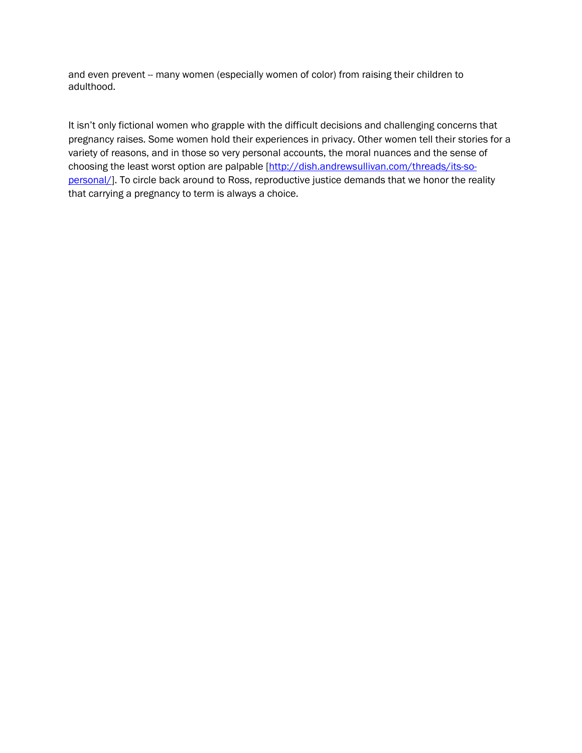and even prevent -- many women (especially women of color) from raising their children to adulthood.

It isn't only fictional women who grapple with the difficult decisions and challenging concerns that pregnancy raises. Some women hold their experiences in privacy. Other women tell their stories for a variety of reasons, and in those so very personal accounts, the moral nuances and the sense of choosing the least worst option are palpable [http://dish.andrewsullivan.com/threads/its-so-personal/]. To circle back around to Ross, reproductive justice demands that we honor the reality that carrying a pregnancy to term is always a choice.